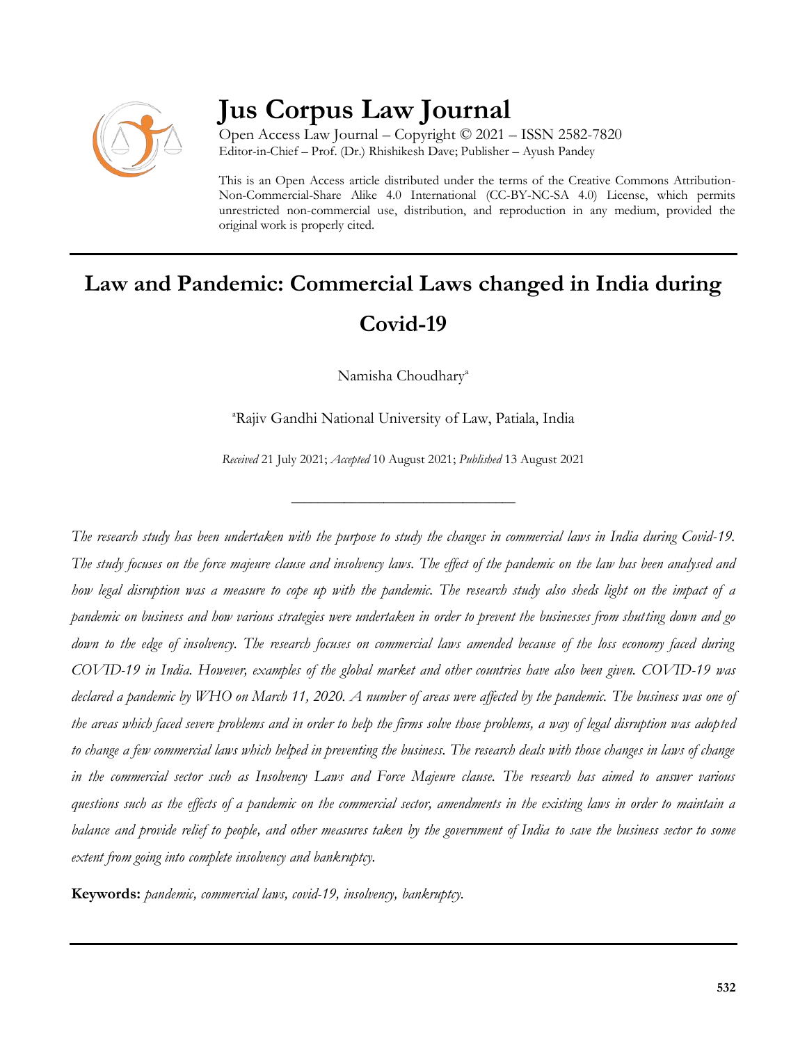# Jus Corpus Law Journal

Open Access Law Journal – Copyright © 2021 – ISSN 2582-7820
Editor-in-Chief – Prof. (Dr.) Rhishikesh Dave; Publisher – Ayush Pandey

This is an Open Access article distributed under the terms of the Creative Commons Attribution-Non-Commercial-Share Alike 4.0 International (CC-BY-NC-SA 4.0) License, which permits unrestricted non-commercial use, distribution, and reproduction in any medium, provided the original work is properly cited.

---

## Law and Pandemic: Commercial Laws changed in India during Covid-19

Namisha Choudhary[a]

[a]Rajiv Gandhi National University of Law, Patiala, India

*Received* 21 July 2021; *Accepted* 10 August 2021; *Published* 13 August 2021

---

*The research study has been undertaken with the purpose to study the changes in commercial laws in India during Covid-19. The study focuses on the force majeure clause and insolvency laws. The effect of the pandemic on the law has been analysed and how legal disruption was a measure to cope up with the pandemic. The research study also sheds light on the impact of a pandemic on business and how various strategies were undertaken in order to prevent the businesses from shutting down and go down to the edge of insolvency. The research focuses on commercial laws amended because of the loss economy faced during COVID-19 in India. However, examples of the global market and other countries have also been given. COVID-19 was declared a pandemic by WHO on March 11, 2020. A number of areas were affected by the pandemic. The business was one of the areas which faced severe problems and in order to help the firms solve those problems, a way of legal disruption was adopted to change a few commercial laws which helped in preventing the business. The research deals with those changes in laws of change in the commercial sector such as Insolvency Laws and Force Majeure clause. The research has aimed to answer various questions such as the effects of a pandemic on the commercial sector, amendments in the existing laws in order to maintain a balance and provide relief to people, and other measures taken by the government of India to save the business sector to some extent from going into complete insolvency and bankruptcy.*

**Keywords:** *pandemic, commercial laws, covid-19, insolvency, bankruptcy.*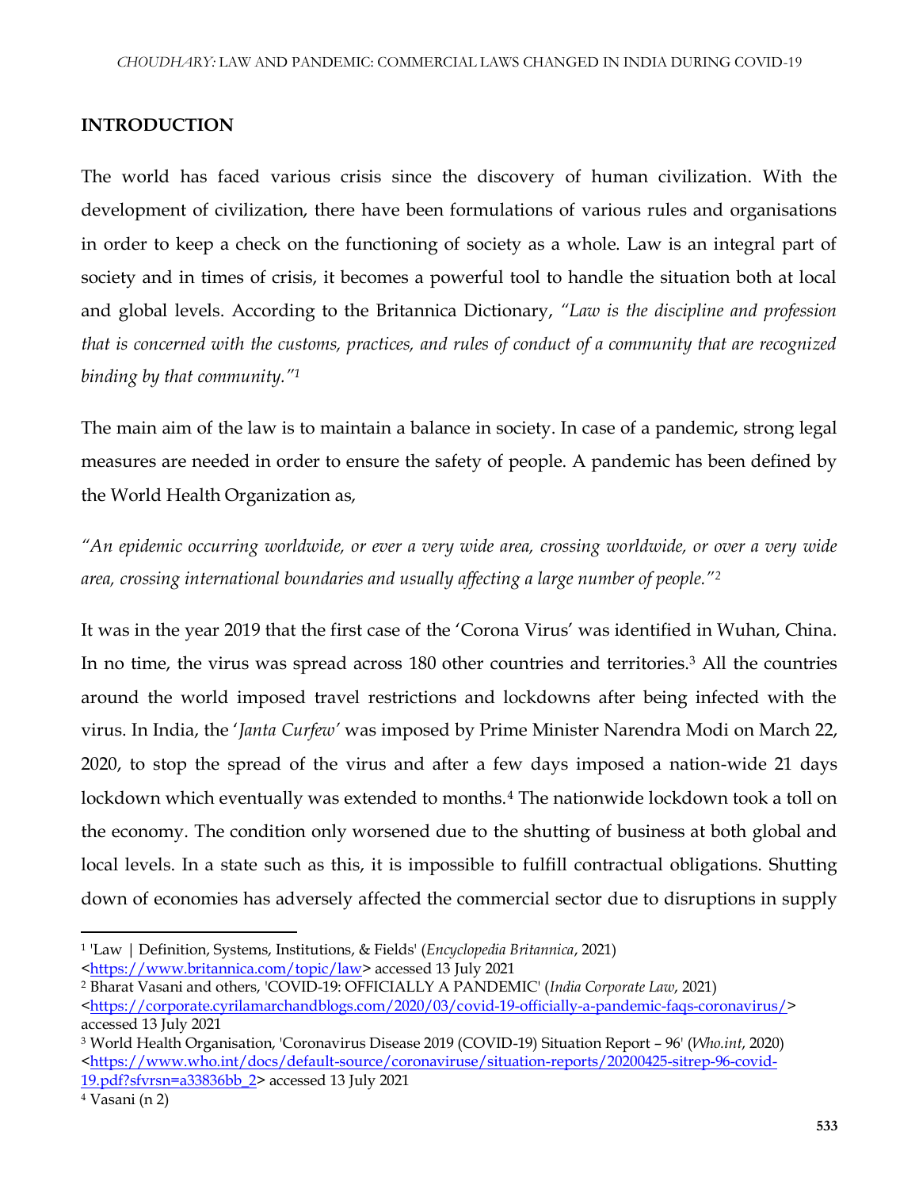## INTRODUCTION

The world has faced various crisis since the discovery of human civilization. With the development of civilization, there have been formulations of various rules and organisations in order to keep a check on the functioning of society as a whole. Law is an integral part of society and in times of crisis, it becomes a powerful tool to handle the situation both at local and global levels. According to the Britannica Dictionary, *"Law is the discipline and profession that is concerned with the customs, practices, and rules of conduct of a community that are recognized binding by that community."*[1]

The main aim of the law is to maintain a balance in society. In case of a pandemic, strong legal measures are needed in order to ensure the safety of people. A pandemic has been defined by the World Health Organization as,

*"An epidemic occurring worldwide, or ever a very wide area, crossing worldwide, or over a very wide area, crossing international boundaries and usually affecting a large number of people."*[2]

It was in the year 2019 that the first case of the 'Corona Virus' was identified in Wuhan, China. In no time, the virus was spread across 180 other countries and territories.[3] All the countries around the world imposed travel restrictions and lockdowns after being infected with the virus. In India, the '*Janta Curfew*' was imposed by Prime Minister Narendra Modi on March 22, 2020, to stop the spread of the virus and after a few days imposed a nation-wide 21 days lockdown which eventually was extended to months.[4] The nationwide lockdown took a toll on the economy. The condition only worsened due to the shutting of business at both global and local levels. In a state such as this, it is impossible to fulfill contractual obligations. Shutting down of economies has adversely affected the commercial sector due to disruptions in supply

---

[1] 'Law | Definition, Systems, Institutions, & Fields' (*Encyclopedia Britannica*, 2021) <https://www.britannica.com/topic/law> accessed 13 July 2021

[2] Bharat Vasani and others, 'COVID-19: OFFICIALLY A PANDEMIC' (*India Corporate Law*, 2021) <https://corporate.cyrilamarchandblogs.com/2020/03/covid-19-officially-a-pandemic-faqs-coronavirus/> accessed 13 July 2021

[3] World Health Organisation, 'Coronavirus Disease 2019 (COVID-19) Situation Report – 96' (*Who.int*, 2020) <https://www.who.int/docs/default-source/coronaviruse/situation-reports/20200425-sitrep-96-covid-19.pdf?sfvrsn=a33836bb_2> accessed 13 July 2021

[4] Vasani (n 2)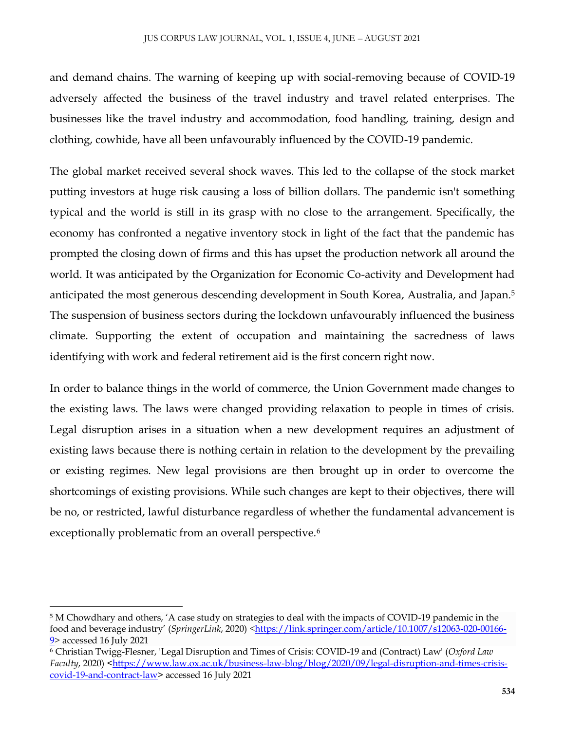and demand chains. The warning of keeping up with social-removing because of COVID-19 adversely affected the business of the travel industry and travel related enterprises. The businesses like the travel industry and accommodation, food handling, training, design and clothing, cowhide, have all been unfavourably influenced by the COVID-19 pandemic.

The global market received several shock waves. This led to the collapse of the stock market putting investors at huge risk causing a loss of billion dollars. The pandemic isn't something typical and the world is still in its grasp with no close to the arrangement. Specifically, the economy has confronted a negative inventory stock in light of the fact that the pandemic has prompted the closing down of firms and this has upset the production network all around the world. It was anticipated by the Organization for Economic Co-activity and Development had anticipated the most generous descending development in South Korea, Australia, and Japan.[5] The suspension of business sectors during the lockdown unfavourably influenced the business climate. Supporting the extent of occupation and maintaining the sacredness of laws identifying with work and federal retirement aid is the first concern right now.

In order to balance things in the world of commerce, the Union Government made changes to the existing laws. The laws were changed providing relaxation to people in times of crisis. Legal disruption arises in a situation when a new development requires an adjustment of existing laws because there is nothing certain in relation to the development by the prevailing or existing regimes. New legal provisions are then brought up in order to overcome the shortcomings of existing provisions. While such changes are kept to their objectives, there will be no, or restricted, lawful disturbance regardless of whether the fundamental advancement is exceptionally problematic from an overall perspective.[6]

---

[5] M Chowdhary and others, 'A case study on strategies to deal with the impacts of COVID-19 pandemic in the food and beverage industry' (*SpringerLink*, 2020) <https://link.springer.com/article/10.1007/s12063-020-00166-9> accessed 16 July 2021

[6] Christian Twigg-Flesner, 'Legal Disruption and Times of Crisis: COVID-19 and (Contract) Law' (*Oxford Law Faculty*, 2020) <https://www.law.ox.ac.uk/business-law-blog/blog/2020/09/legal-disruption-and-times-crisis-covid-19-and-contract-law> accessed 16 July 2021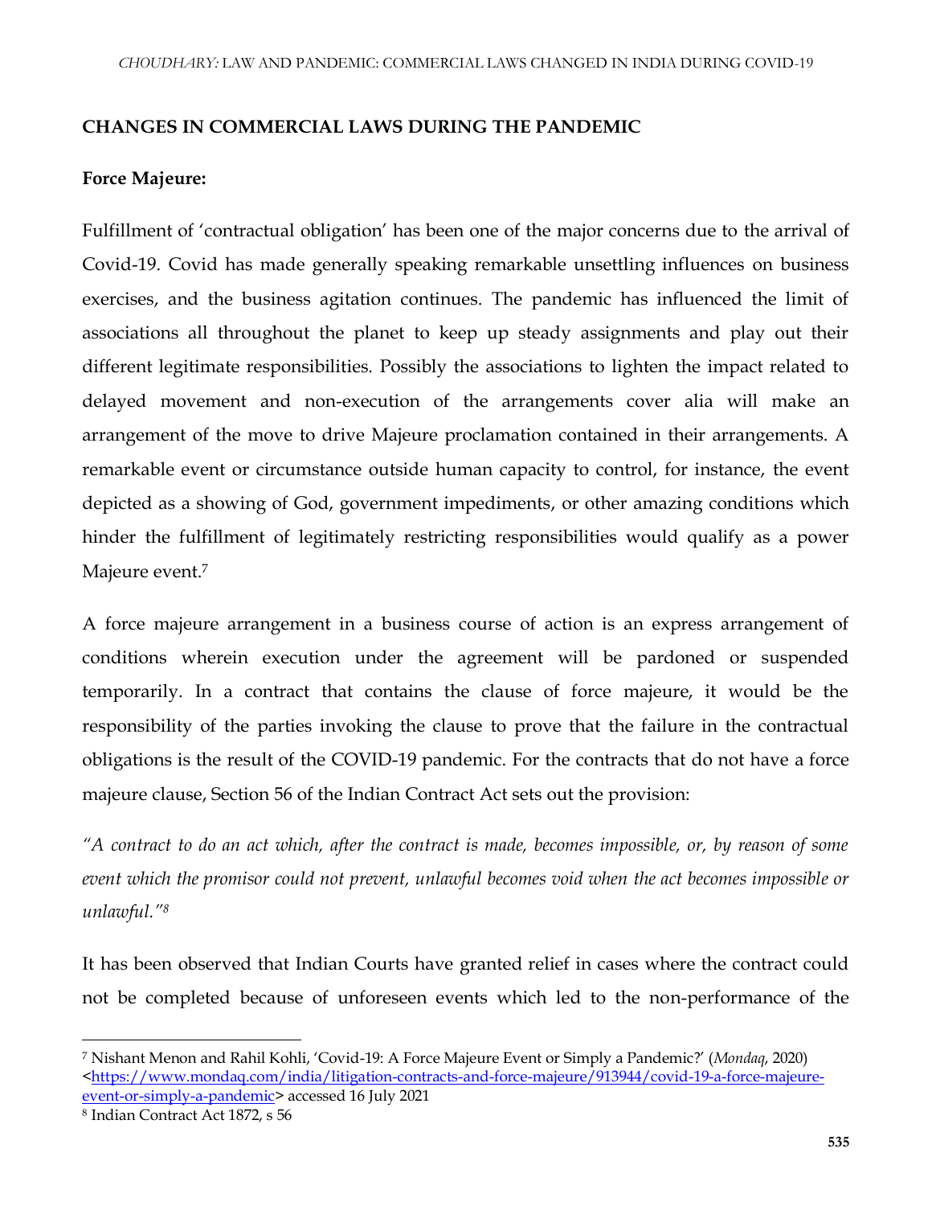## CHANGES IN COMMERCIAL LAWS DURING THE PANDEMIC

### Force Majeure:

Fulfillment of 'contractual obligation' has been one of the major concerns due to the arrival of Covid-19. Covid has made generally speaking remarkable unsettling influences on business exercises, and the business agitation continues. The pandemic has influenced the limit of associations all throughout the planet to keep up steady assignments and play out their different legitimate responsibilities. Possibly the associations to lighten the impact related to delayed movement and non-execution of the arrangements cover alia will make an arrangement of the move to drive Majeure proclamation contained in their arrangements. A remarkable event or circumstance outside human capacity to control, for instance, the event depicted as a showing of God, government impediments, or other amazing conditions which hinder the fulfillment of legitimately restricting responsibilities would qualify as a power Majeure event.[7]

A force majeure arrangement in a business course of action is an express arrangement of conditions wherein execution under the agreement will be pardoned or suspended temporarily. In a contract that contains the clause of force majeure, it would be the responsibility of the parties invoking the clause to prove that the failure in the contractual obligations is the result of the COVID-19 pandemic. For the contracts that do not have a force majeure clause, Section 56 of the Indian Contract Act sets out the provision:

*"A contract to do an act which, after the contract is made, becomes impossible, or, by reason of some event which the promisor could not prevent, unlawful becomes void when the act becomes impossible or unlawful."*[8]

It has been observed that Indian Courts have granted relief in cases where the contract could not be completed because of unforeseen events which led to the non-performance of the

---

[7] Nishant Menon and Rahil Kohli, 'Covid-19: A Force Majeure Event or Simply a Pandemic?' (*Mondaq*, 2020) <https://www.mondaq.com/india/litigation-contracts-and-force-majeure/913944/covid-19-a-force-majeure-event-or-simply-a-pandemic> accessed 16 July 2021

[8] Indian Contract Act 1872, s 56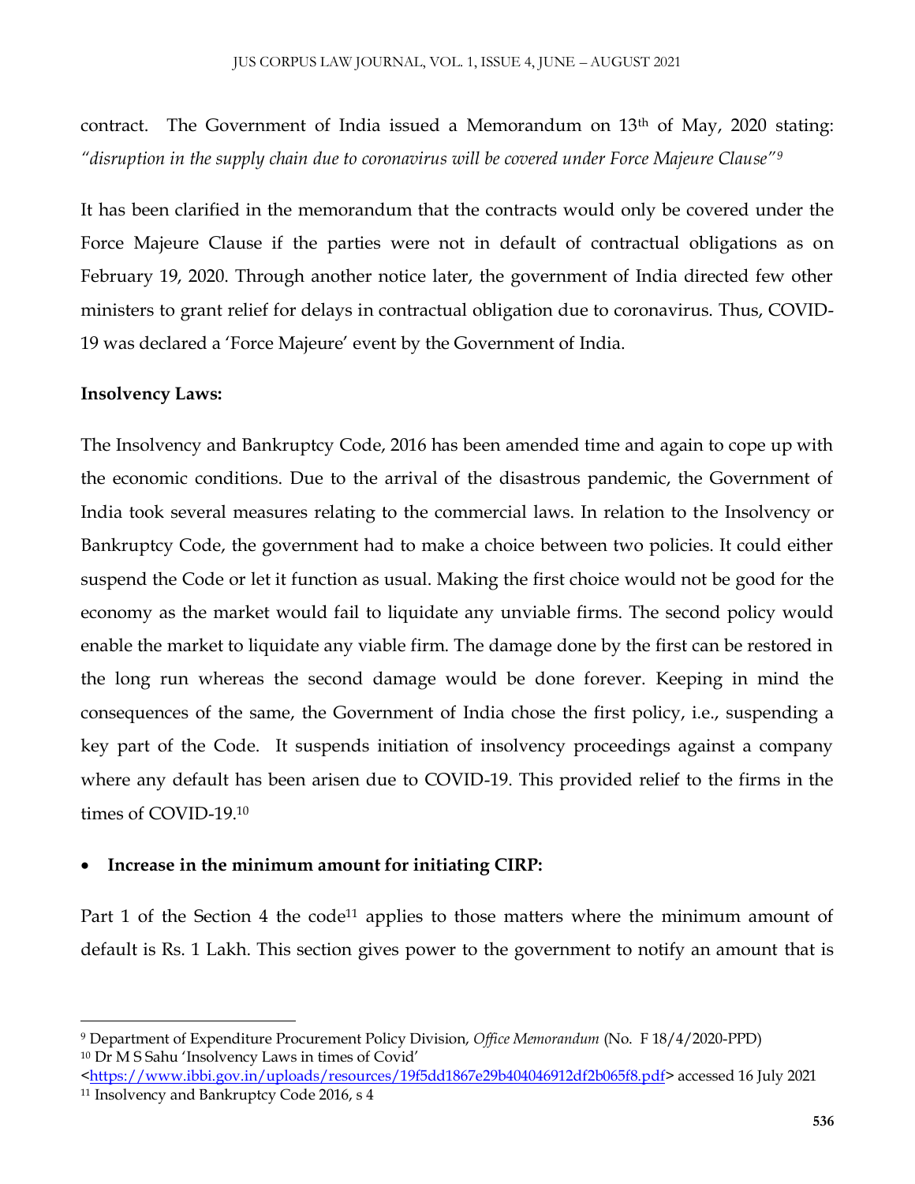contract. The Government of India issued a Memorandum on 13th of May, 2020 stating: *"disruption in the supply chain due to coronavirus will be covered under Force Majeure Clause"*[9]

It has been clarified in the memorandum that the contracts would only be covered under the Force Majeure Clause if the parties were not in default of contractual obligations as on February 19, 2020. Through another notice later, the government of India directed few other ministers to grant relief for delays in contractual obligation due to coronavirus. Thus, COVID-19 was declared a 'Force Majeure' event by the Government of India.

**Insolvency Laws:**

The Insolvency and Bankruptcy Code, 2016 has been amended time and again to cope up with the economic conditions. Due to the arrival of the disastrous pandemic, the Government of India took several measures relating to the commercial laws. In relation to the Insolvency or Bankruptcy Code, the government had to make a choice between two policies. It could either suspend the Code or let it function as usual. Making the first choice would not be good for the economy as the market would fail to liquidate any unviable firms. The second policy would enable the market to liquidate any viable firm. The damage done by the first can be restored in the long run whereas the second damage would be done forever. Keeping in mind the consequences of the same, the Government of India chose the first policy, i.e., suspending a key part of the Code. It suspends initiation of insolvency proceedings against a company where any default has been arisen due to COVID-19. This provided relief to the firms in the times of COVID-19.[10]

- **Increase in the minimum amount for initiating CIRP:**

Part 1 of the Section 4 the code[11] applies to those matters where the minimum amount of default is Rs. 1 Lakh. This section gives power to the government to notify an amount that is

---

[9] Department of Expenditure Procurement Policy Division, *Office Memorandum* (No. F 18/4/2020-PPD)

[10] Dr M S Sahu 'Insolvency Laws in times of Covid' <https://www.ibbi.gov.in/uploads/resources/19f5dd1867e29b404046912df2b065f8.pdf> accessed 16 July 2021

[11] Insolvency and Bankruptcy Code 2016, s 4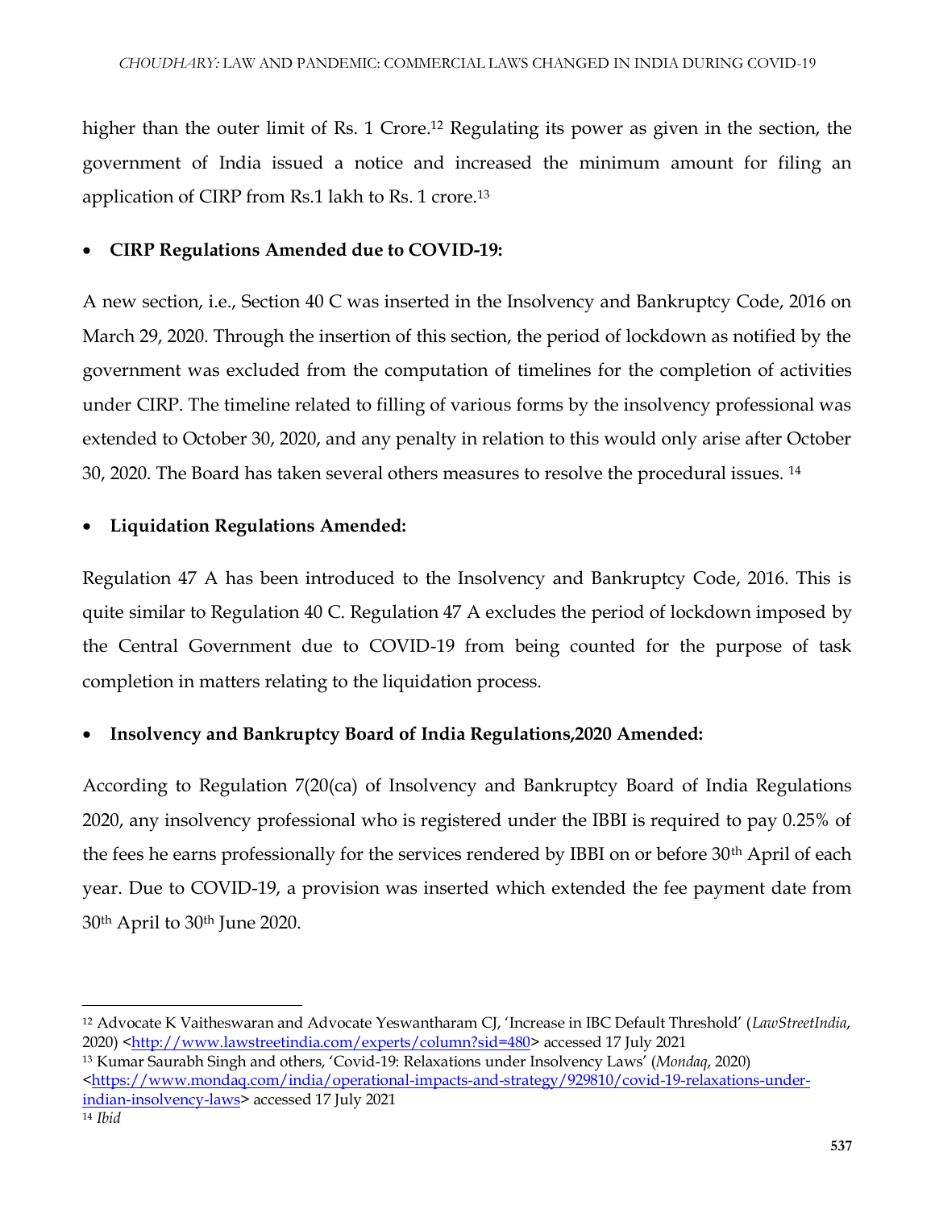higher than the outer limit of Rs. 1 Crore.[12] Regulating its power as given in the section, the government of India issued a notice and increased the minimum amount for filing an application of CIRP from Rs.1 lakh to Rs. 1 crore.[13]

- **CIRP Regulations Amended due to COVID-19:**

A new section, i.e., Section 40 C was inserted in the Insolvency and Bankruptcy Code, 2016 on March 29, 2020. Through the insertion of this section, the period of lockdown as notified by the government was excluded from the computation of timelines for the completion of activities under CIRP. The timeline related to filling of various forms by the insolvency professional was extended to October 30, 2020, and any penalty in relation to this would only arise after October 30, 2020. The Board has taken several others measures to resolve the procedural issues. [14]

- **Liquidation Regulations Amended:**

Regulation 47 A has been introduced to the Insolvency and Bankruptcy Code, 2016. This is quite similar to Regulation 40 C. Regulation 47 A excludes the period of lockdown imposed by the Central Government due to COVID-19 from being counted for the purpose of task completion in matters relating to the liquidation process.

- **Insolvency and Bankruptcy Board of India Regulations,2020 Amended:**

According to Regulation 7(20(ca) of Insolvency and Bankruptcy Board of India Regulations 2020, any insolvency professional who is registered under the IBBI is required to pay 0.25% of the fees he earns professionally for the services rendered by IBBI on or before 30th April of each year. Due to COVID-19, a provision was inserted which extended the fee payment date from 30th April to 30th June 2020.

---

[12] Advocate K Vaitheswaran and Advocate Yeswantharam CJ, 'Increase in IBC Default Threshold' (*LawStreetIndia*, 2020) <http://www.lawstreetindia.com/experts/column?sid=480> accessed 17 July 2021

[13] Kumar Saurabh Singh and others, 'Covid-19: Relaxations under Insolvency Laws' (*Mondaq*, 2020) <https://www.mondaq.com/india/operational-impacts-and-strategy/929810/covid-19-relaxations-under-indian-insolvency-laws> accessed 17 July 2021

[14] *Ibid*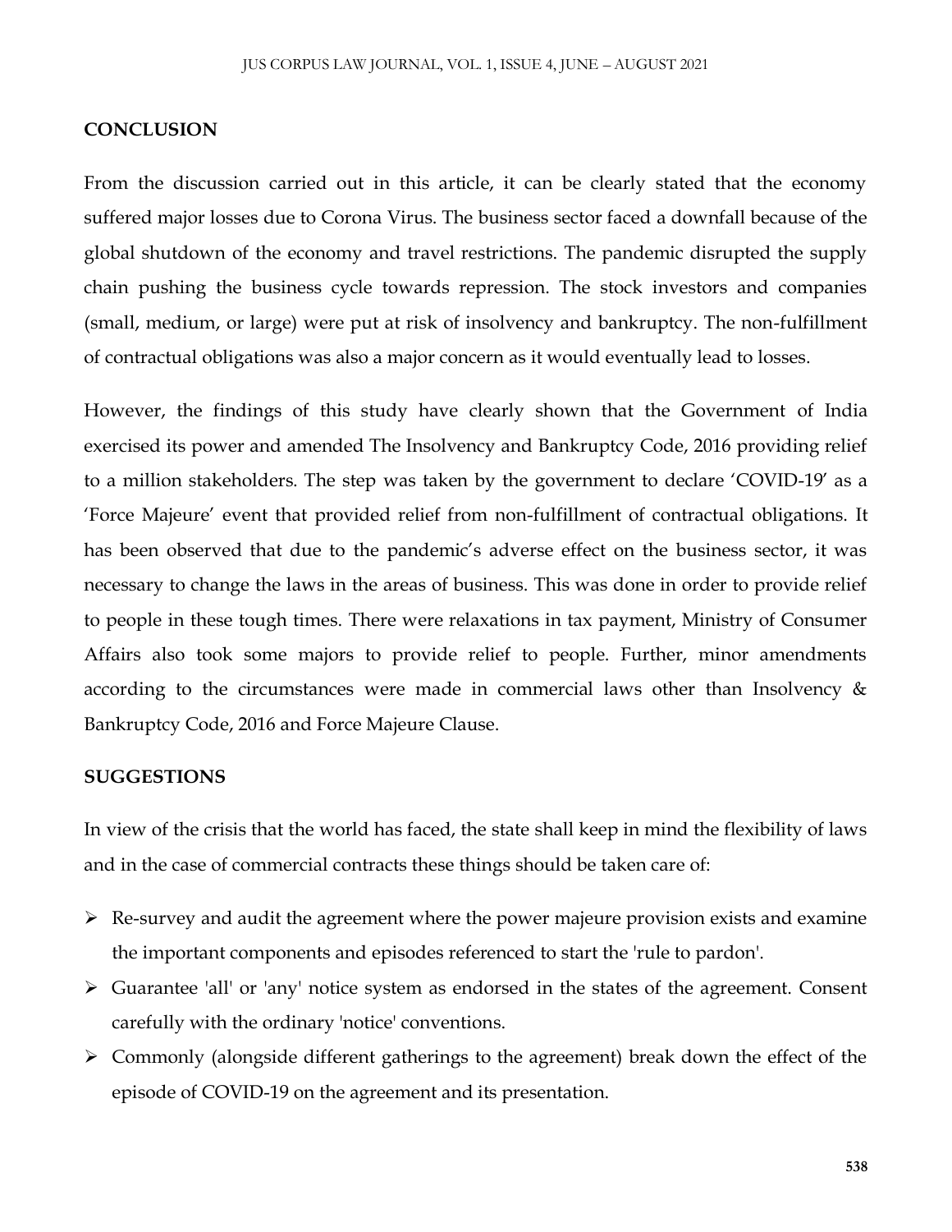**CONCLUSION**

From the discussion carried out in this article, it can be clearly stated that the economy suffered major losses due to Corona Virus. The business sector faced a downfall because of the global shutdown of the economy and travel restrictions. The pandemic disrupted the supply chain pushing the business cycle towards repression. The stock investors and companies (small, medium, or large) were put at risk of insolvency and bankruptcy. The non-fulfillment of contractual obligations was also a major concern as it would eventually lead to losses.

However, the findings of this study have clearly shown that the Government of India exercised its power and amended The Insolvency and Bankruptcy Code, 2016 providing relief to a million stakeholders. The step was taken by the government to declare 'COVID-19' as a 'Force Majeure' event that provided relief from non-fulfillment of contractual obligations. It has been observed that due to the pandemic's adverse effect on the business sector, it was necessary to change the laws in the areas of business. This was done in order to provide relief to people in these tough times. There were relaxations in tax payment, Ministry of Consumer Affairs also took some majors to provide relief to people. Further, minor amendments according to the circumstances were made in commercial laws other than Insolvency & Bankruptcy Code, 2016 and Force Majeure Clause.

**SUGGESTIONS**

In view of the crisis that the world has faced, the state shall keep in mind the flexibility of laws and in the case of commercial contracts these things should be taken care of:

- Re-survey and audit the agreement where the power majeure provision exists and examine the important components and episodes referenced to start the 'rule to pardon'.
- Guarantee 'all' or 'any' notice system as endorsed in the states of the agreement. Consent carefully with the ordinary 'notice' conventions.
- Commonly (alongside different gatherings to the agreement) break down the effect of the episode of COVID-19 on the agreement and its presentation.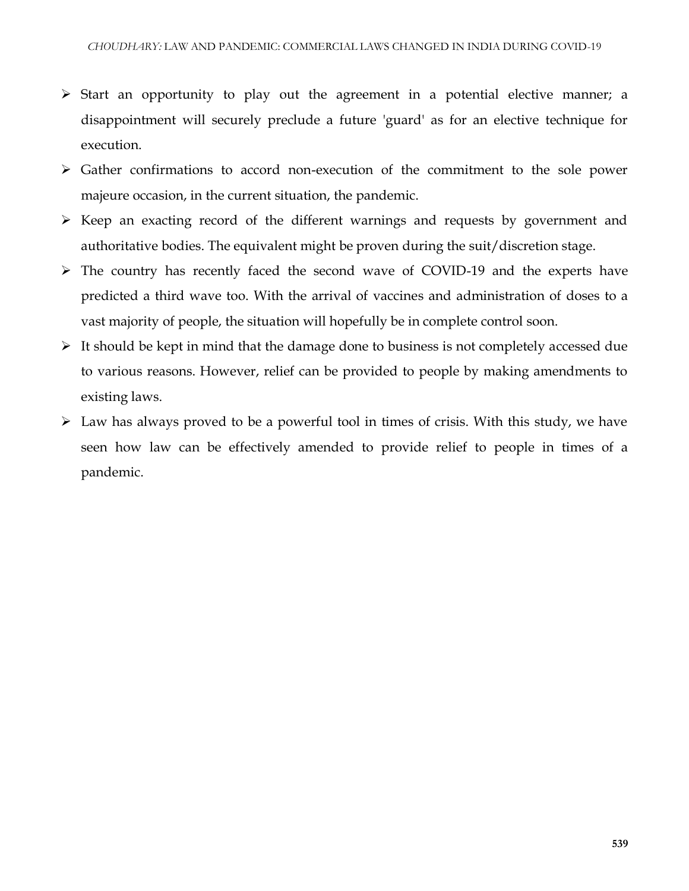- Start an opportunity to play out the agreement in a potential elective manner; a disappointment will securely preclude a future 'guard' as for an elective technique for execution.
- Gather confirmations to accord non-execution of the commitment to the sole power majeure occasion, in the current situation, the pandemic.
- Keep an exacting record of the different warnings and requests by government and authoritative bodies. The equivalent might be proven during the suit/discretion stage.
- The country has recently faced the second wave of COVID-19 and the experts have predicted a third wave too. With the arrival of vaccines and administration of doses to a vast majority of people, the situation will hopefully be in complete control soon.
- It should be kept in mind that the damage done to business is not completely accessed due to various reasons. However, relief can be provided to people by making amendments to existing laws.
- Law has always proved to be a powerful tool in times of crisis. With this study, we have seen how law can be effectively amended to provide relief to people in times of a pandemic.